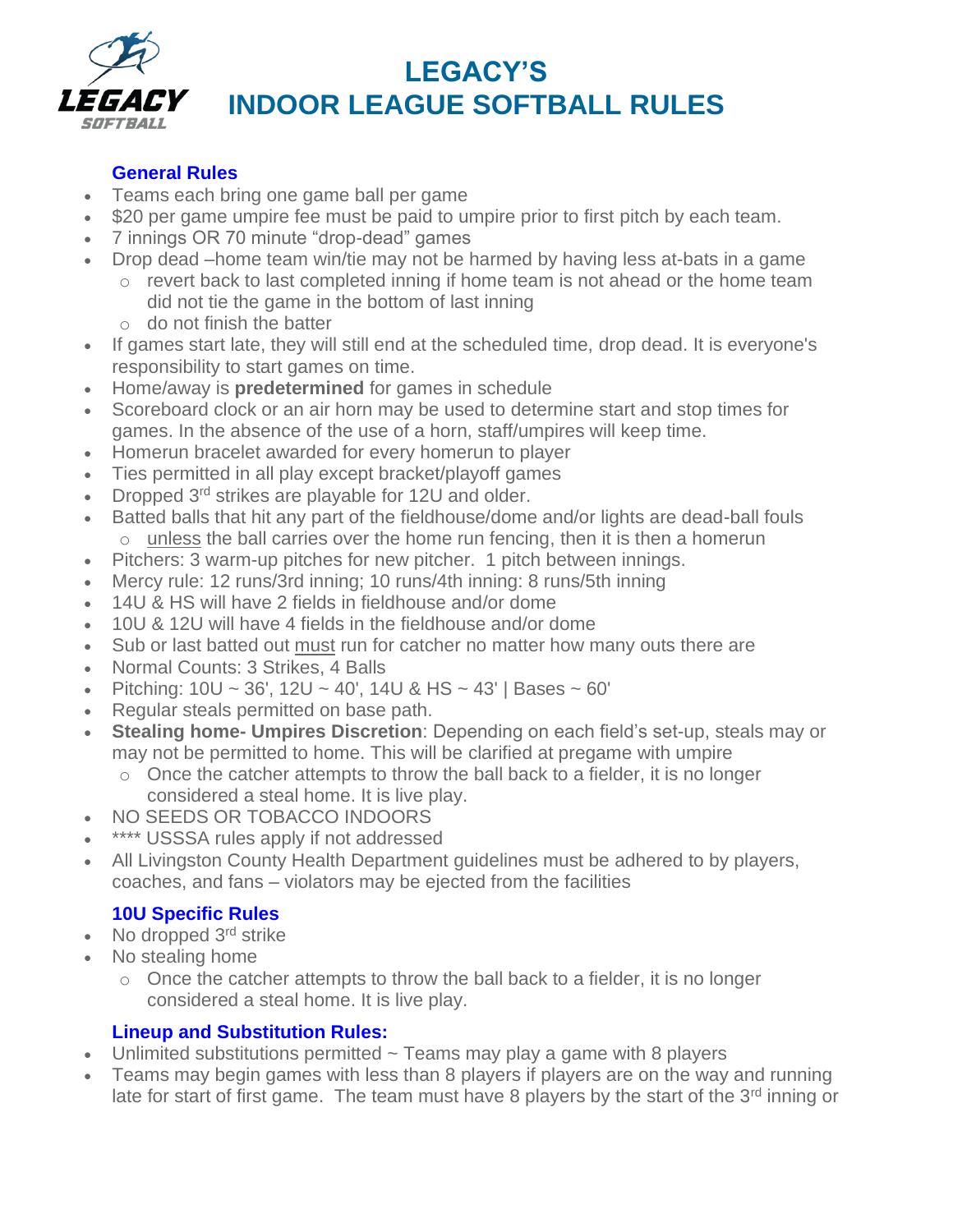# LEGACY'S
# INDOOR LEAGUE SOFTBALL RULES

## General Rules

- Teams each bring one game ball per game
- $20 per game umpire fee must be paid to umpire prior to first pitch by each team.
- 7 innings OR 70 minute "drop-dead" games
- Drop dead –home team win/tie may not be harmed by having less at-bats in a game
  - revert back to last completed inning if home team is not ahead or the home team did not tie the game in the bottom of last inning
  - do not finish the batter
- If games start late, they will still end at the scheduled time, drop dead. It is everyone's responsibility to start games on time.
- Home/away is **predetermined** for games in schedule
- Scoreboard clock or an air horn may be used to determine start and stop times for games. In the absence of the use of a horn, staff/umpires will keep time.
- Homerun bracelet awarded for every homerun to player
- Ties permitted in all play except bracket/playoff games
- Dropped 3rd strikes are playable for 12U and older.
- Batted balls that hit any part of the fieldhouse/dome and/or lights are dead-ball fouls
  - unless the ball carries over the home run fencing, then it is then a homerun
- Pitchers: 3 warm-up pitches for new pitcher. 1 pitch between innings.
- Mercy rule: 12 runs/3rd inning; 10 runs/4th inning: 8 runs/5th inning
- 14U & HS will have 2 fields in fieldhouse and/or dome
- 10U & 12U will have 4 fields in the fieldhouse and/or dome
- Sub or last batted out must run for catcher no matter how many outs there are
- Normal Counts: 3 Strikes, 4 Balls
- Pitching: 10U ~ 36', 12U ~ 40', 14U & HS ~ 43' | Bases ~ 60'
- Regular steals permitted on base path.
- **Stealing home- Umpires Discretion**: Depending on each field's set-up, steals may or may not be permitted to home. This will be clarified at pregame with umpire
  - Once the catcher attempts to throw the ball back to a fielder, it is no longer considered a steal home. It is live play.
- NO SEEDS OR TOBACCO INDOORS
- **** USSSA rules apply if not addressed
- All Livingston County Health Department guidelines must be adhered to by players, coaches, and fans – violators may be ejected from the facilities

## 10U Specific Rules

- No dropped 3rd strike
- No stealing home
  - Once the catcher attempts to throw the ball back to a fielder, it is no longer considered a steal home. It is live play.

## Lineup and Substitution Rules:

- Unlimited substitutions permitted ~ Teams may play a game with 8 players
- Teams may begin games with less than 8 players if players are on the way and running late for start of first game. The team must have 8 players by the start of the 3rd inning or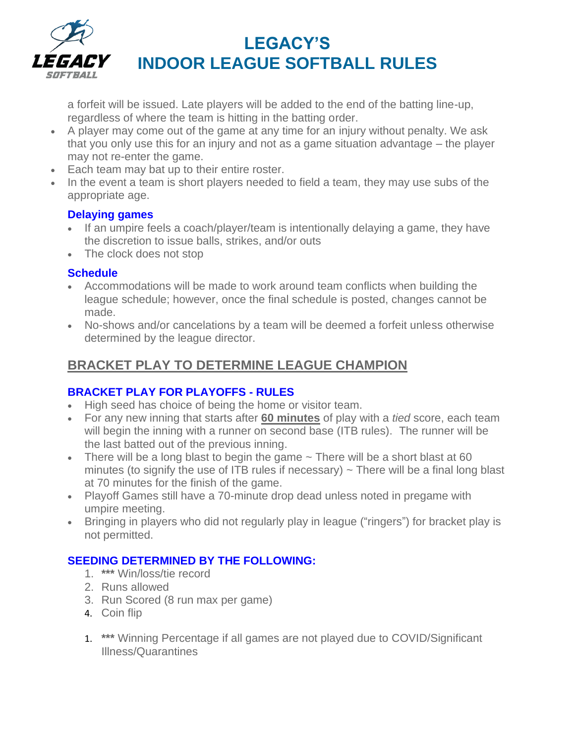a forfeit will be issued. Late players will be added to the end of the batting line-up, regardless of where the team is hitting in the batting order.

- A player may come out of the game at any time for an injury without penalty. We ask that you only use this for an injury and not as a game situation advantage – the player may not re-enter the game.
- Each team may bat up to their entire roster.
- In the event a team is short players needed to field a team, they may use subs of the appropriate age.

### Delaying games

- If an umpire feels a coach/player/team is intentionally delaying a game, they have the discretion to issue balls, strikes, and/or outs
- The clock does not stop

### Schedule

- Accommodations will be made to work around team conflicts when building the league schedule; however, once the final schedule is posted, changes cannot be made.
- No-shows and/or cancelations by a team will be deemed a forfeit unless otherwise determined by the league director.

## BRACKET PLAY TO DETERMINE LEAGUE CHAMPION

### BRACKET PLAY FOR PLAYOFFS - RULES

- High seed has choice of being the home or visitor team.
- For any new inning that starts after **60 minutes** of play with a *tied* score, each team will begin the inning with a runner on second base (ITB rules). The runner will be the last batted out of the previous inning.
- There will be a long blast to begin the game ~ There will be a short blast at 60 minutes (to signify the use of ITB rules if necessary) ~ There will be a final long blast at 70 minutes for the finish of the game.
- Playoff Games still have a 70-minute drop dead unless noted in pregame with umpire meeting.
- Bringing in players who did not regularly play in league ("ringers") for bracket play is not permitted.

### SEEDING DETERMINED BY THE FOLLOWING:

1. **\*\*\*** Win/loss/tie record
2. Runs allowed
3. Run Scored (8 run max per game)
4. Coin flip

1. **\*\*\*** Winning Percentage if all games are not played due to COVID/Significant Illness/Quarantines